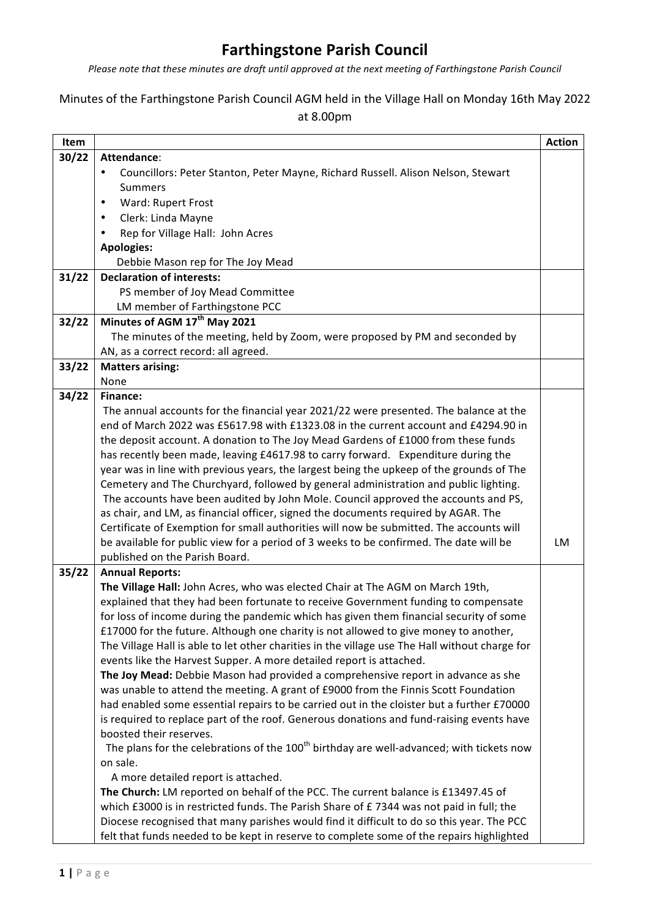# Farthingstone Parish Council

*Please note that these minutes are draft until approved at the next meeting of Farthingstone Parish Council*

Minutes of the Farthingstone Parish Council AGM held in the Village Hall on Monday 16th May 2022 at 8.00pm

| Item | | Action |
|---|---|---|
| 30/22 | **Attendance**:<br>• Councillors: Peter Stanton, Peter Mayne, Richard Russell. Alison Nelson, Stewart Summers<br>• Ward: Rupert Frost<br>• Clerk: Linda Mayne<br>• Rep for Village Hall: John Acres<br>**Apologies:**<br>Debbie Mason rep for The Joy Mead | |
| 31/22 | **Declaration of interests:**<br>PS member of Joy Mead Committee<br>LM member of Farthingstone PCC | |
| 32/22 | **Minutes of AGM 17th May 2021**<br>The minutes of the meeting, held by Zoom, were proposed by PM and seconded by AN, as a correct record: all agreed. | |
| 33/22 | **Matters arising:**<br>None | |
| 34/22 | **Finance:**<br>The annual accounts for the financial year 2021/22 were presented. The balance at the end of March 2022 was £5617.98 with £1323.08 in the current account and £4294.90 in the deposit account. A donation to The Joy Mead Gardens of £1000 from these funds has recently been made, leaving £4617.98 to carry forward. Expenditure during the year was in line with previous years, the largest being the upkeep of the grounds of The Cemetery and The Churchyard, followed by general administration and public lighting.<br>The accounts have been audited by John Mole. Council approved the accounts and PS, as chair, and LM, as financial officer, signed the documents required by AGAR. The Certificate of Exemption for small authorities will now be submitted. The accounts will be available for public view for a period of 3 weeks to be confirmed. The date will be published on the Parish Board. | LM |
| 35/22 | **Annual Reports:**<br>**The Village Hall:** John Acres, who was elected Chair at The AGM on March 19th, explained that they had been fortunate to receive Government funding to compensate for loss of income during the pandemic which has given them financial security of some £17000 for the future. Although one charity is not allowed to give money to another, The Village Hall is able to let other charities in the village use The Hall without charge for events like the Harvest Supper. A more detailed report is attached.<br>**The Joy Mead:** Debbie Mason had provided a comprehensive report in advance as she was unable to attend the meeting. A grant of £9000 from the Finnis Scott Foundation had enabled some essential repairs to be carried out in the cloister but a further £70000 is required to replace part of the roof. Generous donations and fund-raising events have boosted their reserves.<br>The plans for the celebrations of the 100th birthday are well-advanced; with tickets now on sale.<br>A more detailed report is attached.<br>**The Church:** LM reported on behalf of the PCC. The current balance is £13497.45 of which £3000 is in restricted funds. The Parish Share of £ 7344 was not paid in full; the Diocese recognised that many parishes would find it difficult to do so this year. The PCC felt that funds needed to be kept in reserve to complete some of the repairs highlighted | |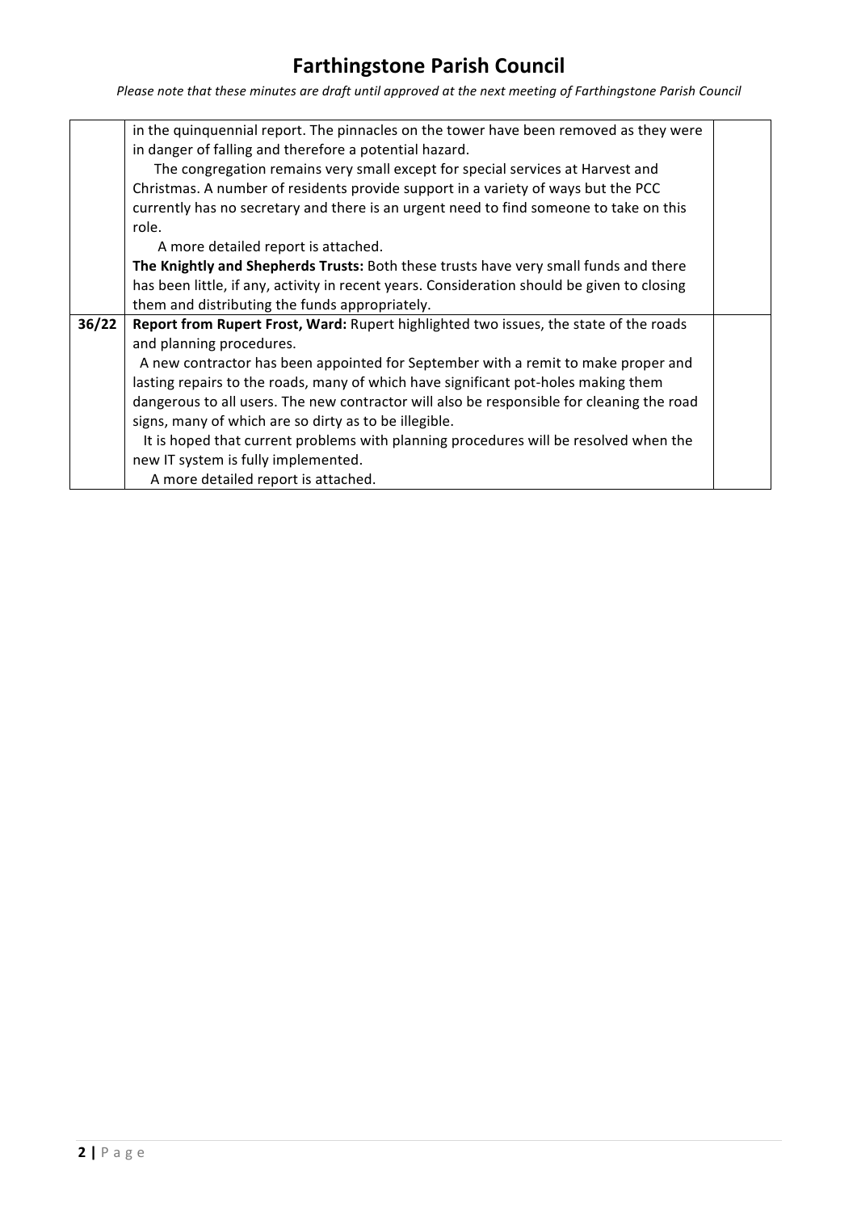# Farthingstone Parish Council

*Please note that these minutes are draft until approved at the next meeting of Farthingstone Parish Council*

| | | |
|---|---|---|
| | in the quinquennial report. The pinnacles on the tower have been removed as they were in danger of falling and therefore a potential hazard.<br>The congregation remains very small except for special services at Harvest and Christmas. A number of residents provide support in a variety of ways but the PCC currently has no secretary and there is an urgent need to find someone to take on this role.<br>A more detailed report is attached.<br>**The Knightly and Shepherds Trusts:** Both these trusts have very small funds and there has been little, if any, activity in recent years. Consideration should be given to closing them and distributing the funds appropriately. | |
| **36/22** | **Report from Rupert Frost, Ward:** Rupert highlighted two issues, the state of the roads and planning procedures.<br>A new contractor has been appointed for September with a remit to make proper and lasting repairs to the roads, many of which have significant pot-holes making them dangerous to all users. The new contractor will also be responsible for cleaning the road signs, many of which are so dirty as to be illegible.<br>It is hoped that current problems with planning procedures will be resolved when the new IT system is fully implemented.<br>A more detailed report is attached. | |